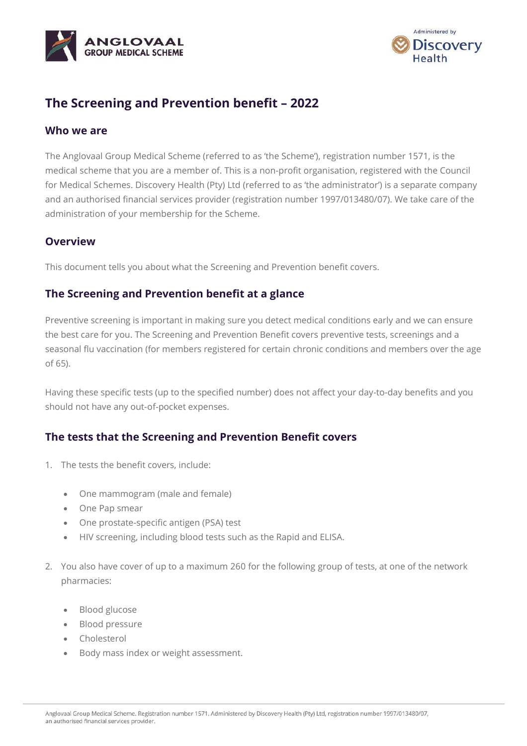# The Screening and Prevention benefit – 2022

## Who we are

The Anglovaal Group Medical Scheme (referred to as 'the Scheme'), registration number 1571, is the medical scheme that you are a member of. This is a non-profit organisation, registered with the Council for Medical Schemes. Discovery Health (Pty) Ltd (referred to as 'the administrator') is a separate company and an authorised financial services provider (registration number 1997/013480/07). We take care of the administration of your membership for the Scheme.

## Overview

This document tells you about what the Screening and Prevention benefit covers.

## The Screening and Prevention benefit at a glance

Preventive screening is important in making sure you detect medical conditions early and we can ensure the best care for you. The Screening and Prevention Benefit covers preventive tests, screenings and a seasonal flu vaccination (for members registered for certain chronic conditions and members over the age of 65).

Having these specific tests (up to the specified number) does not affect your day-to-day benefits and you should not have any out-of-pocket expenses.

## The tests that the Screening and Prevention Benefit covers

1. The tests the benefit covers, include:
   - One mammogram (male and female)
   - One Pap smear
   - One prostate-specific antigen (PSA) test
   - HIV screening, including blood tests such as the Rapid and ELISA.
2. You also have cover of up to a maximum 260 for the following group of tests, at one of the network pharmacies:
   - Blood glucose
   - Blood pressure
   - Cholesterol
   - Body mass index or weight assessment.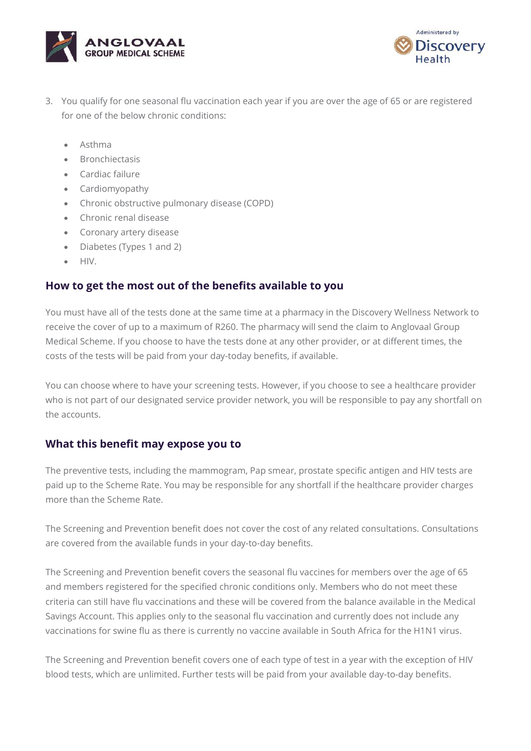3. You qualify for one seasonal flu vaccination each year if you are over the age of 65 or are registered for one of the below chronic conditions:

   - Asthma
   - Bronchiectasis
   - Cardiac failure
   - Cardiomyopathy
   - Chronic obstructive pulmonary disease (COPD)
   - Chronic renal disease
   - Coronary artery disease
   - Diabetes (Types 1 and 2)
   - HIV.

## How to get the most out of the benefits available to you

You must have all of the tests done at the same time at a pharmacy in the Discovery Wellness Network to receive the cover of up to a maximum of R260. The pharmacy will send the claim to Anglovaal Group Medical Scheme. If you choose to have the tests done at any other provider, or at different times, the costs of the tests will be paid from your day-today benefits, if available.

You can choose where to have your screening tests. However, if you choose to see a healthcare provider who is not part of our designated service provider network, you will be responsible to pay any shortfall on the accounts.

## What this benefit may expose you to

The preventive tests, including the mammogram, Pap smear, prostate specific antigen and HIV tests are paid up to the Scheme Rate. You may be responsible for any shortfall if the healthcare provider charges more than the Scheme Rate.

The Screening and Prevention benefit does not cover the cost of any related consultations. Consultations are covered from the available funds in your day-to-day benefits.

The Screening and Prevention benefit covers the seasonal flu vaccines for members over the age of 65 and members registered for the specified chronic conditions only. Members who do not meet these criteria can still have flu vaccinations and these will be covered from the balance available in the Medical Savings Account. This applies only to the seasonal flu vaccination and currently does not include any vaccinations for swine flu as there is currently no vaccine available in South Africa for the H1N1 virus.

The Screening and Prevention benefit covers one of each type of test in a year with the exception of HIV blood tests, which are unlimited. Further tests will be paid from your available day-to-day benefits.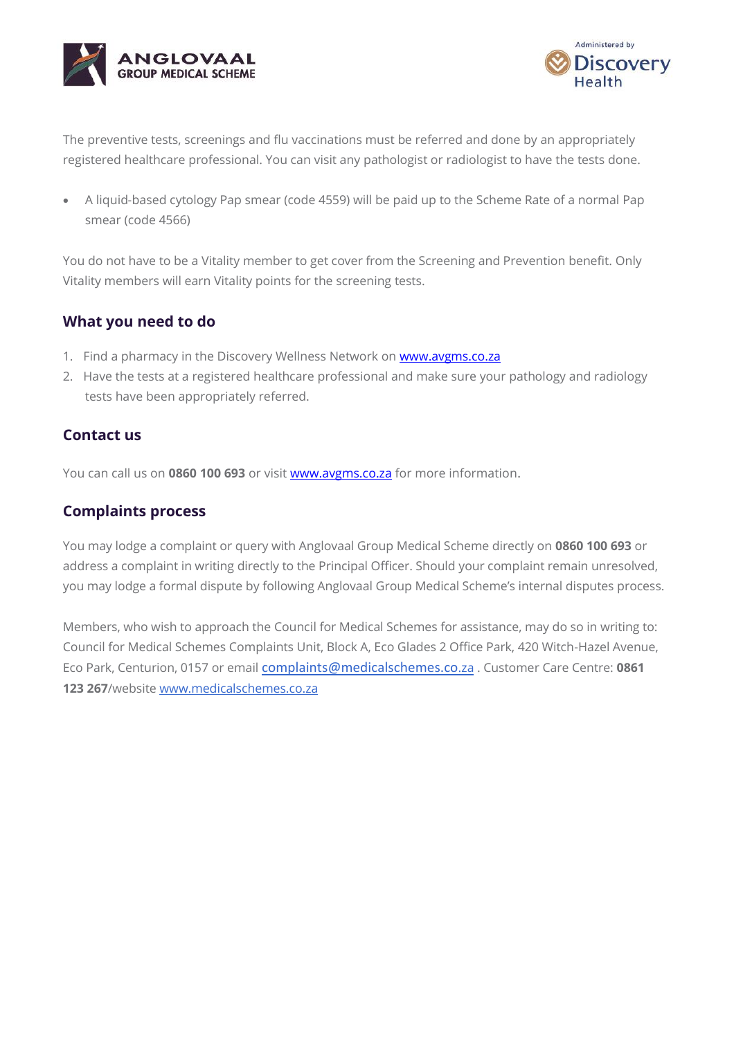The preventive tests, screenings and flu vaccinations must be referred and done by an appropriately registered healthcare professional. You can visit any pathologist or radiologist to have the tests done.

- A liquid-based cytology Pap smear (code 4559) will be paid up to the Scheme Rate of a normal Pap smear (code 4566)

You do not have to be a Vitality member to get cover from the Screening and Prevention benefit. Only Vitality members will earn Vitality points for the screening tests.

## What you need to do

1. Find a pharmacy in the Discovery Wellness Network on www.avgms.co.za
2. Have the tests at a registered healthcare professional and make sure your pathology and radiology tests have been appropriately referred.

## Contact us

You can call us on **0860 100 693** or visit www.avgms.co.za for more information.

## Complaints process

You may lodge a complaint or query with Anglovaal Group Medical Scheme directly on **0860 100 693** or address a complaint in writing directly to the Principal Officer. Should your complaint remain unresolved, you may lodge a formal dispute by following Anglovaal Group Medical Scheme's internal disputes process.

Members, who wish to approach the Council for Medical Schemes for assistance, may do so in writing to: Council for Medical Schemes Complaints Unit, Block A, Eco Glades 2 Office Park, 420 Witch-Hazel Avenue, Eco Park, Centurion, 0157 or email complaints@medicalschemes.co.za . Customer Care Centre: **0861 123 267**/website www.medicalschemes.co.za